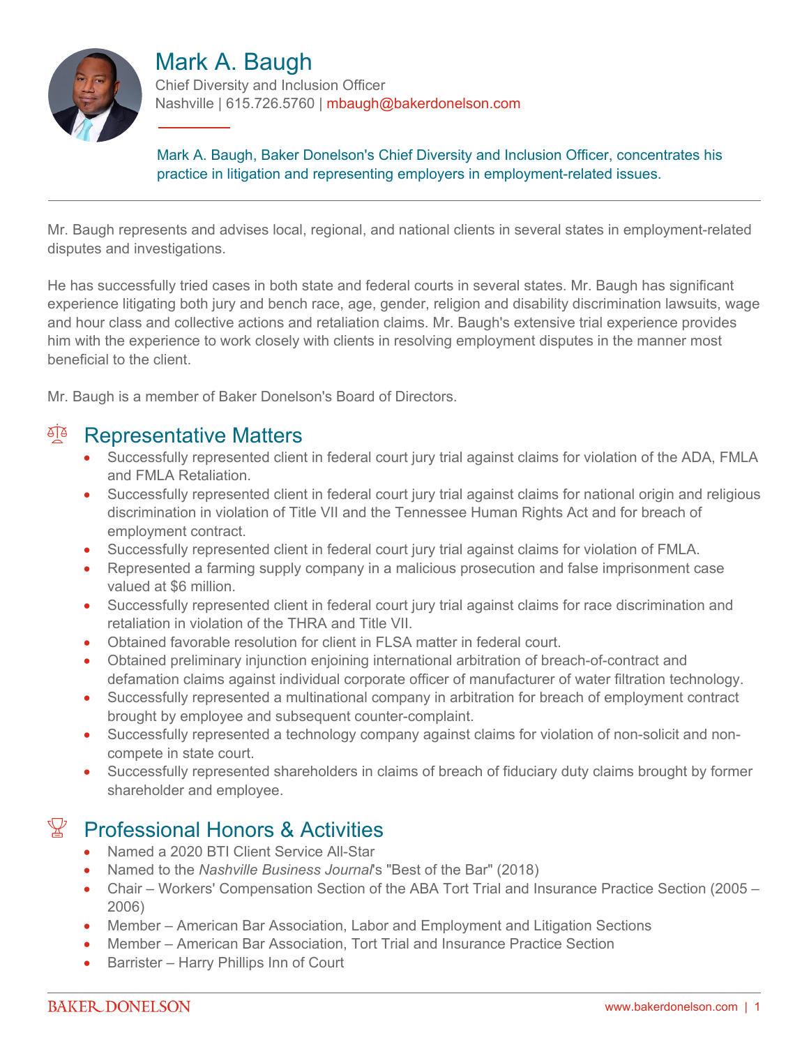# Mark A. Baugh

Chief Diversity and Inclusion Officer

Nashville | 615.726.5760 | mbaugh@bakerdonelson.com

Mark A. Baugh, Baker Donelson's Chief Diversity and Inclusion Officer, concentrates his practice in litigation and representing employers in employment-related issues.

Mr. Baugh represents and advises local, regional, and national clients in several states in employment-related disputes and investigations.

He has successfully tried cases in both state and federal courts in several states. Mr. Baugh has significant experience litigating both jury and bench race, age, gender, religion and disability discrimination lawsuits, wage and hour class and collective actions and retaliation claims. Mr. Baugh's extensive trial experience provides him with the experience to work closely with clients in resolving employment disputes in the manner most beneficial to the client.

Mr. Baugh is a member of Baker Donelson's Board of Directors.

## Representative Matters

- Successfully represented client in federal court jury trial against claims for violation of the ADA, FMLA and FMLA Retaliation.
- Successfully represented client in federal court jury trial against claims for national origin and religious discrimination in violation of Title VII and the Tennessee Human Rights Act and for breach of employment contract.
- Successfully represented client in federal court jury trial against claims for violation of FMLA.
- Represented a farming supply company in a malicious prosecution and false imprisonment case valued at $6 million.
- Successfully represented client in federal court jury trial against claims for race discrimination and retaliation in violation of the THRA and Title VII.
- Obtained favorable resolution for client in FLSA matter in federal court.
- Obtained preliminary injunction enjoining international arbitration of breach-of-contract and defamation claims against individual corporate officer of manufacturer of water filtration technology.
- Successfully represented a multinational company in arbitration for breach of employment contract brought by employee and subsequent counter-complaint.
- Successfully represented a technology company against claims for violation of non-solicit and non-compete in state court.
- Successfully represented shareholders in claims of breach of fiduciary duty claims brought by former shareholder and employee.

## Professional Honors & Activities

- Named a 2020 BTI Client Service All-Star
- Named to the *Nashville Business Journal*'s "Best of the Bar" (2018)
- Chair – Workers' Compensation Section of the ABA Tort Trial and Insurance Practice Section (2005 – 2006)
- Member – American Bar Association, Labor and Employment and Litigation Sections
- Member – American Bar Association, Tort Trial and Insurance Practice Section
- Barrister – Harry Phillips Inn of Court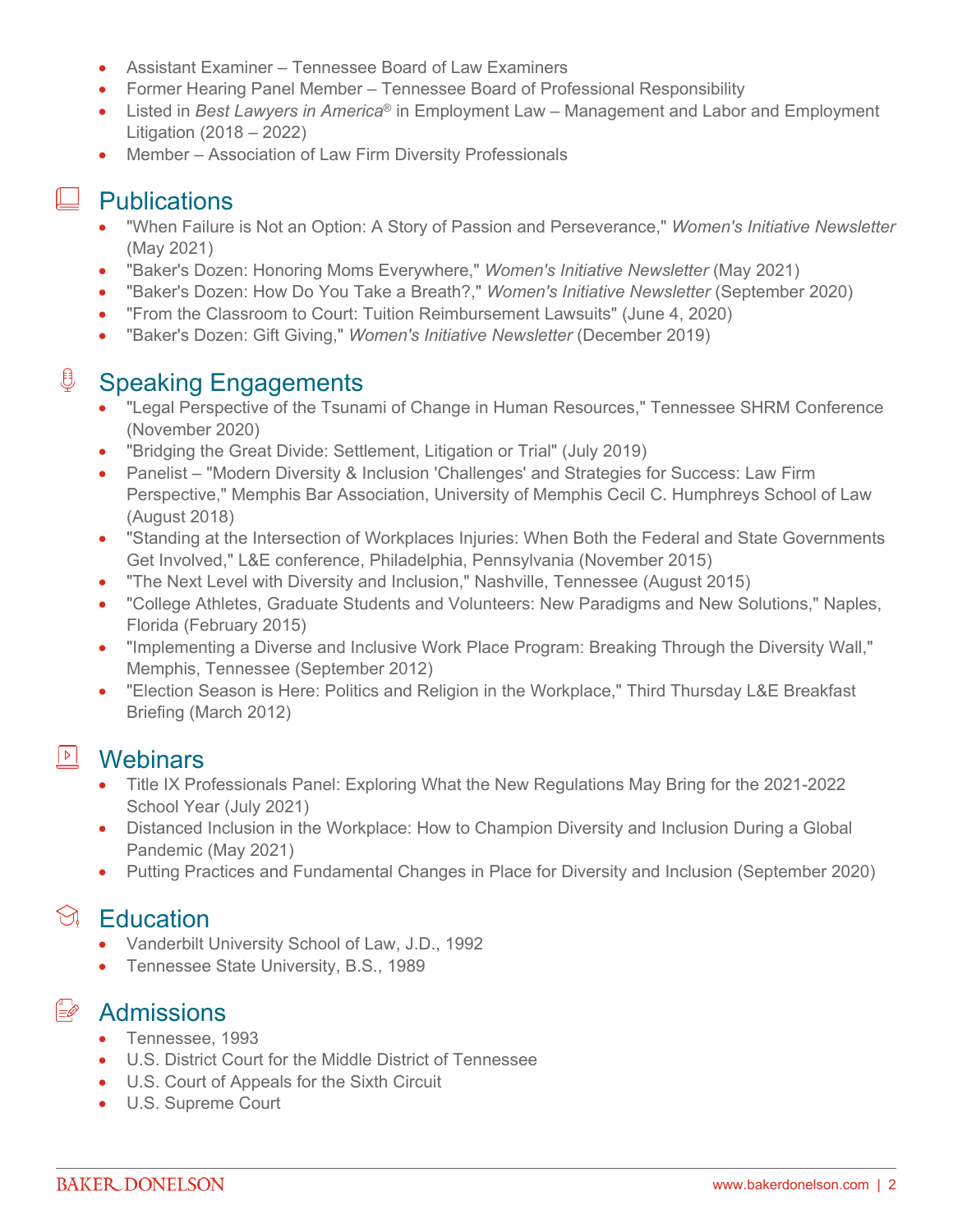- Assistant Examiner – Tennessee Board of Law Examiners
- Former Hearing Panel Member – Tennessee Board of Professional Responsibility
- Listed in *Best Lawyers in America*® in Employment Law – Management and Labor and Employment Litigation (2018 – 2022)
- Member – Association of Law Firm Diversity Professionals

## Publications

- "When Failure is Not an Option: A Story of Passion and Perseverance," *Women's Initiative Newsletter* (May 2021)
- "Baker's Dozen: Honoring Moms Everywhere," *Women's Initiative Newsletter* (May 2021)
- "Baker's Dozen: How Do You Take a Breath?," *Women's Initiative Newsletter* (September 2020)
- "From the Classroom to Court: Tuition Reimbursement Lawsuits" (June 4, 2020)
- "Baker's Dozen: Gift Giving," *Women's Initiative Newsletter* (December 2019)

## Speaking Engagements

- "Legal Perspective of the Tsunami of Change in Human Resources," Tennessee SHRM Conference (November 2020)
- "Bridging the Great Divide: Settlement, Litigation or Trial" (July 2019)
- Panelist – "Modern Diversity & Inclusion 'Challenges' and Strategies for Success: Law Firm Perspective," Memphis Bar Association, University of Memphis Cecil C. Humphreys School of Law (August 2018)
- "Standing at the Intersection of Workplaces Injuries: When Both the Federal and State Governments Get Involved," L&E conference, Philadelphia, Pennsylvania (November 2015)
- "The Next Level with Diversity and Inclusion," Nashville, Tennessee (August 2015)
- "College Athletes, Graduate Students and Volunteers: New Paradigms and New Solutions," Naples, Florida (February 2015)
- "Implementing a Diverse and Inclusive Work Place Program: Breaking Through the Diversity Wall," Memphis, Tennessee (September 2012)
- "Election Season is Here: Politics and Religion in the Workplace," Third Thursday L&E Breakfast Briefing (March 2012)

## Webinars

- Title IX Professionals Panel: Exploring What the New Regulations May Bring for the 2021-2022 School Year (July 2021)
- Distanced Inclusion in the Workplace: How to Champion Diversity and Inclusion During a Global Pandemic (May 2021)
- Putting Practices and Fundamental Changes in Place for Diversity and Inclusion (September 2020)

## Education

- Vanderbilt University School of Law, J.D., 1992
- Tennessee State University, B.S., 1989

## Admissions

- Tennessee, 1993
- U.S. District Court for the Middle District of Tennessee
- U.S. Court of Appeals for the Sixth Circuit
- U.S. Supreme Court